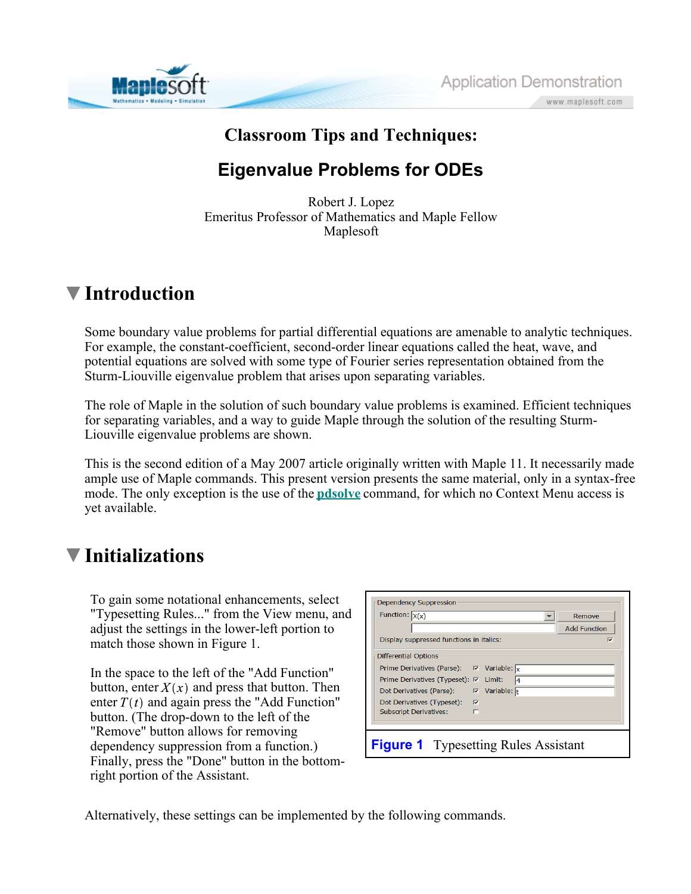# Classroom Tips and Techniques:

## Eigenvalue Problems for ODEs

Robert J. Lopez
Emeritus Professor of Mathematics and Maple Fellow
Maplesoft

## Introduction

Some boundary value problems for partial differential equations are amenable to analytic techniques. For example, the constant-coefficient, second-order linear equations called the heat, wave, and potential equations are solved with some type of Fourier series representation obtained from the Sturm-Liouville eigenvalue problem that arises upon separating variables.

The role of Maple in the solution of such boundary value problems is examined. Efficient techniques for separating variables, and a way to guide Maple through the solution of the resulting Sturm-Liouville eigenvalue problems are shown.

This is the second edition of a May 2007 article originally written with Maple 11. It necessarily made ample use of Maple commands. This present version presents the same material, only in a syntax-free mode. The only exception is the use of the **pdsolve** command, for which no Context Menu access is yet available.

## Initializations

To gain some notational enhancements, select "Typesetting Rules..." from the View menu, and adjust the settings in the lower-left portion to match those shown in Figure 1.

In the space to the left of the "Add Function" button, enter $X(x)$ and press that button. Then enter $T(t)$ and again press the "Add Function" button. (The drop-down to the left of the "Remove" button allows for removing dependency suppression from a function.) Finally, press the "Done" button in the bottom-right portion of the Assistant.

| Dependency Suppression | | | |
|---|---|---|---|
| Function: | X(x) | | Remove |
| | | | Add Function |
| Display suppressed functions in italics: | ☑ | | |
| **Differential Options** | | | |
| Prime Derivatives (Parse): | ☑ | Variable: | x |
| Prime Derivatives (Typeset): | ☑ | Limit: | 4 |
| Dot Derivatives (Parse): | ☑ | Variable: | t |
| Dot Derivatives (Typeset): | ☑ | | |
| Subscript Derivatives: | ☐ | | |

**Figure 1** Typesetting Rules Assistant

Alternatively, these settings can be implemented by the following commands.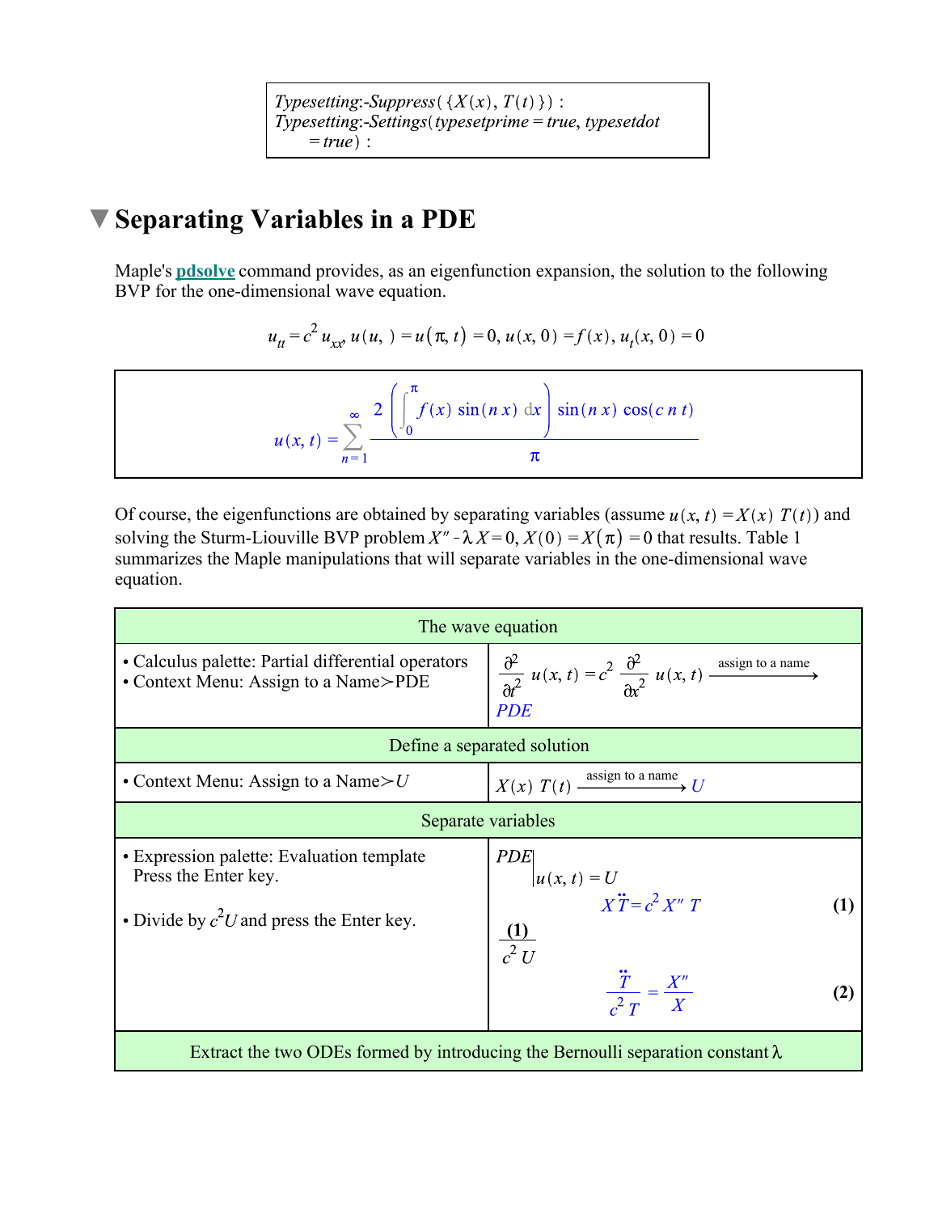```
Typesetting:-Suppress({X(x), T(t)}) :
Typesetting:-Settings(typesetprime = true, typesetdot
    = true) :
```

## Separating Variables in a PDE

Maple's **pdsolve** command provides, as an eigenfunction expansion, the solution to the following BVP for the one-dimensional wave equation.

$$u_{tt} = c^2\, u_{xx},\ u(u,\ ) = u(\pi, t) = 0,\ u(x, 0) = f(x),\ u_t(x, 0) = 0$$

$$u(x, t) = \sum_{n=1}^{\infty} \frac{2\left(\int_0^{\pi} f(x)\sin(n\,x)\,dx\right)\sin(n\,x)\cos(c\,n\,t)}{\pi}$$

Of course, the eigenfunctions are obtained by separating variables (assume $u(x, t) = X(x)\,T(t)$) and solving the Sturm-Liouville BVP problem $X'' - \lambda X = 0, X(0) = X(\pi) = 0$ that results. Table 1 summarizes the Maple manipulations that will separate variables in the one-dimensional wave equation.

| The wave equation | |
|---|---|
| • Calculus palette: Partial differential operators<br>• Context Menu: Assign to a Name≻PDE | $\frac{\partial^2}{\partial t^2}u(x, t) = c^2\frac{\partial^2}{\partial x^2}u(x, t) \xrightarrow{\text{assign to a name}}$ *PDE* |
| **Define a separated solution** | |
| • Context Menu: Assign to a Name≻$U$ | $X(x)\,T(t) \xrightarrow{\text{assign to a name}} U$ |
| **Separate variables** | |
| • Expression palette: Evaluation template<br>Press the Enter key.<br><br>• Divide by $c^2U$ and press the Enter key. | $PDE\Big\vert_{u(x, t) = U}$<br>$X\ddot{T} = c^2 X''\,T$ **(1)**<br>$\frac{(1)}{c^2\,U}$<br>$\frac{\ddot{T}}{c^2\,T} = \frac{X''}{X}$ **(2)** |
| **Extract the two ODEs formed by introducing the Bernoulli separation constant $\lambda$** | |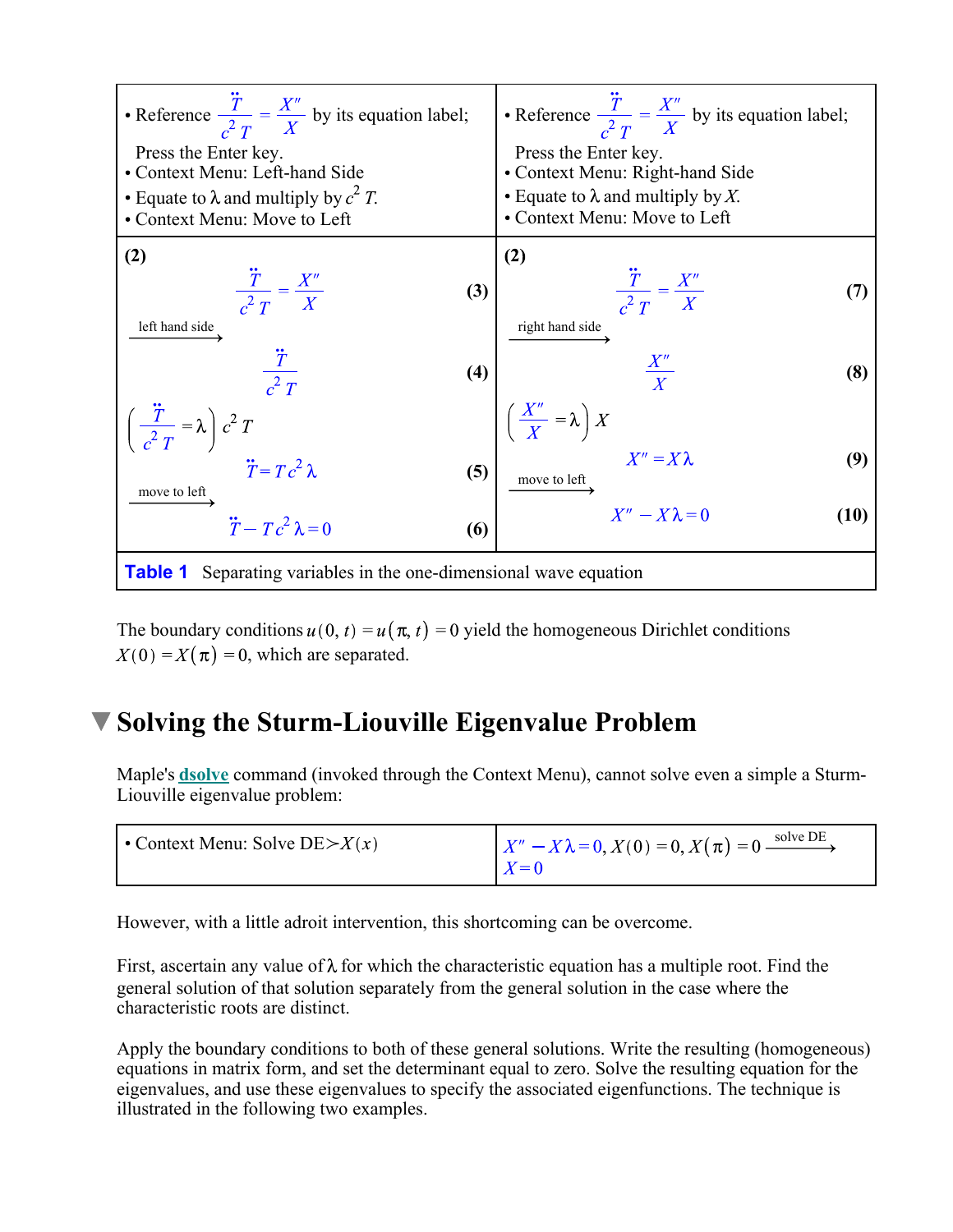| • Reference $\frac{\ddot{T}}{c^2\,T} = \frac{X''}{X}$ by its equation label; Press the Enter key. <br>• Context Menu: Left-hand Side <br>• Equate to $\lambda$ and multiply by $c^2\,T$. <br>• Context Menu: Move to Left | • Reference $\frac{\ddot{T}}{c^2\,T} = \frac{X''}{X}$ by its equation label; Press the Enter key. <br>• Context Menu: Right-hand Side <br>• Equate to $\lambda$ and multiply by $X$. <br>• Context Menu: Move to Left |
|---|---|
| **(2)** <br> $\frac{\ddot{T}}{c^2\,T} = \frac{X''}{X}$ **(3)** <br> $\xrightarrow{\text{left hand side}}$ <br> $\frac{\ddot{T}}{c^2\,T}$ **(4)** <br> $\left(\frac{\ddot{T}}{c^2\,T} = \lambda\right)c^2\,T$ <br> $\ddot{T} = T\,c^2\,\lambda$ **(5)** <br> $\xrightarrow{\text{move to left}}$ <br> $\ddot{T} - T\,c^2\,\lambda = 0$ **(6)** | **(2)** <br> $\frac{\ddot{T}}{c^2\,T} = \frac{X''}{X}$ **(7)** <br> $\xrightarrow{\text{right hand side}}$ <br> $\frac{X''}{X}$ **(8)** <br> $\left(\frac{X''}{X} = \lambda\right)X$ <br> $X'' = X\,\lambda$ **(9)** <br> $\xrightarrow{\text{move to left}}$ <br> $X'' - X\,\lambda = 0$ **(10)** |

**Table 1** Separating variables in the one-dimensional wave equation

The boundary conditions $u(0, t) = u(\pi, t) = 0$ yield the homogeneous Dirichlet conditions $X(0) = X(\pi) = 0$, which are separated.

# Solving the Sturm-Liouville Eigenvalue Problem

Maple's **dsolve** command (invoked through the Context Menu), cannot solve even a simple a Sturm-Liouville eigenvalue problem:

| • Context Menu: Solve DE$>X(x)$ | $X'' - X\,\lambda = 0,\ X(0) = 0,\ X(\pi) = 0 \xrightarrow{\text{solve DE}}$ <br> $X = 0$ |
|---|---|

However, with a little adroit intervention, this shortcoming can be overcome.

First, ascertain any value of $\lambda$ for which the characteristic equation has a multiple root. Find the general solution of that solution separately from the general solution in the case where the characteristic roots are distinct.

Apply the boundary conditions to both of these general solutions. Write the resulting (homogeneous) equations in matrix form, and set the determinant equal to zero. Solve the resulting equation for the eigenvalues, and use these eigenvalues to specify the associated eigenfunctions. The technique is illustrated in the following two examples.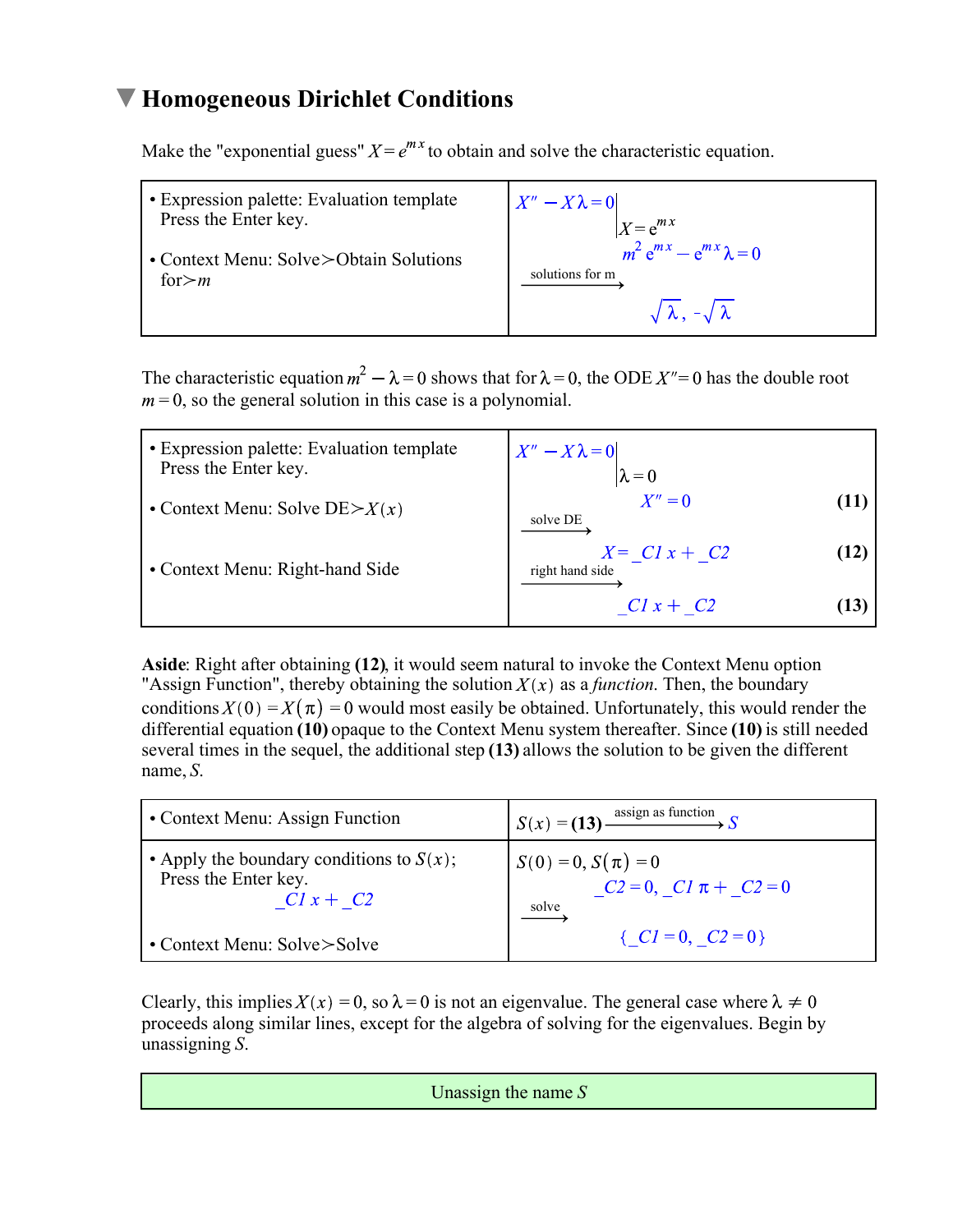## Homogeneous Dirichlet Conditions

Make the "exponential guess" $X = e^{mx}$ to obtain and solve the characteristic equation.

| | |
|---|---|
| • Expression palette: Evaluation template<br>Press the Enter key.<br><br>• Context Menu: Solve>Obtain Solutions for>$m$ | $X'' - X\lambda = 0 \Big\vert_{X = e^{mx}}$<br>$m^2 e^{mx} - e^{mx}\lambda = 0$<br>$\xrightarrow{\text{solutions for m}}$<br>$\sqrt{\lambda}, -\sqrt{\lambda}$ |

The characteristic equation $m^2 - \lambda = 0$ shows that for $\lambda = 0$, the ODE $X'' = 0$ has the double root $m = 0$, so the general solution in this case is a polynomial.

| | |
|---|---|
| • Expression palette: Evaluation template<br>Press the Enter key.<br><br>• Context Menu: Solve DE>$X(x)$<br><br>• Context Menu: Right-hand Side | $X'' - X\lambda = 0 \Big\vert_{\lambda = 0}$<br>$X'' = 0$ **(11)**<br>$\xrightarrow{\text{solve DE}}$<br>$X = \_C1\, x + \_C2$ **(12)**<br>$\xrightarrow{\text{right hand side}}$<br>$\_C1\, x + \_C2$ **(13)** |

**Aside**: Right after obtaining **(12)**, it would seem natural to invoke the Context Menu option "Assign Function", thereby obtaining the solution $X(x)$ as a *function*. Then, the boundary conditions $X(0) = X(\pi) = 0$ would most easily be obtained. Unfortunately, this would render the differential equation **(10)** opaque to the Context Menu system thereafter. Since **(10)** is still needed several times in the sequel, the additional step **(13)** allows the solution to be given the different name, $S$.

| | |
|---|---|
| • Context Menu: Assign Function | $S(x) = $ **(13)** $\xrightarrow{\text{assign as function}} S$ |
| • Apply the boundary conditions to $S(x)$;<br>Press the Enter key.<br>$\_C1\, x + \_C2$<br><br>• Context Menu: Solve>Solve | $S(0) = 0,\ S(\pi) = 0$<br>$\_C2 = 0,\ \_C1\, \pi + \_C2 = 0$<br>$\xrightarrow{\text{solve}}$<br>$\{\_C1 = 0,\ \_C2 = 0\}$ |

Clearly, this implies $X(x) = 0$, so $\lambda = 0$ is not an eigenvalue. The general case where $\lambda \neq 0$ proceeds along similar lines, except for the algebra of solving for the eigenvalues. Begin by unassigning $S$.

| Unassign the name $S$ |
|---|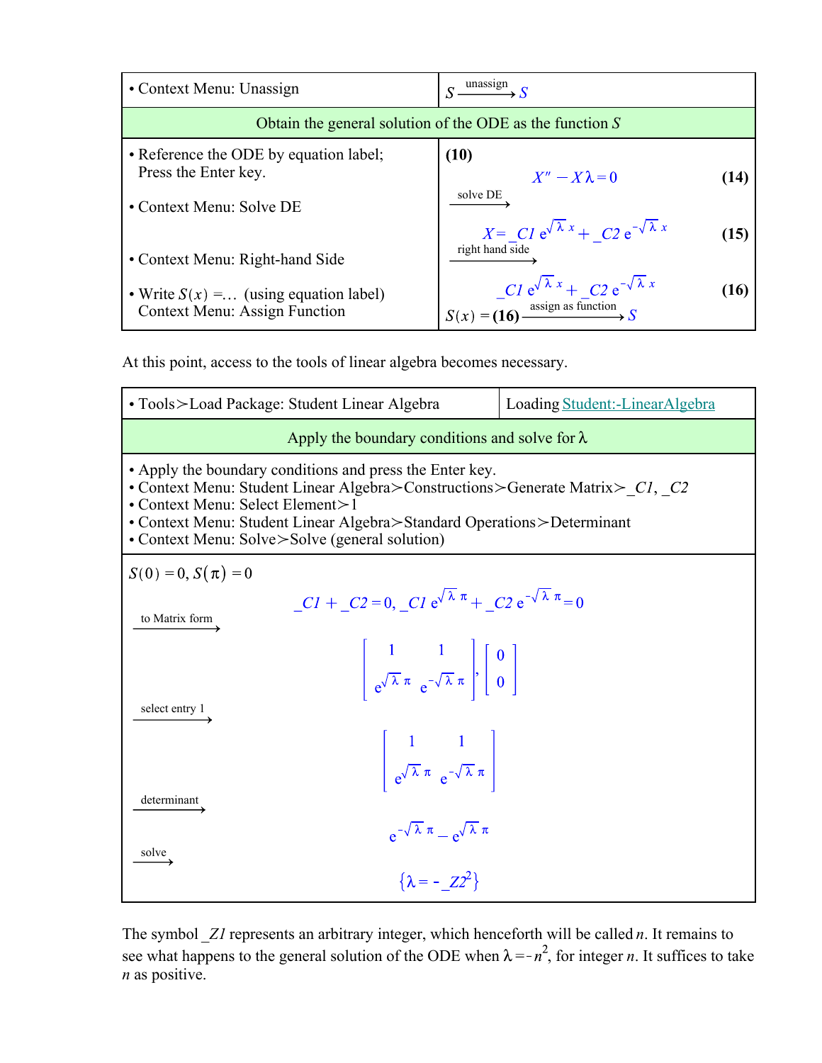| • Context Menu: Unassign | $S \xrightarrow{\text{unassign}} S$ |
|---|---|
| Obtain the general solution of the ODE as the function $S$ | |
| • Reference the ODE by equation label; Press the Enter key. <br> • Context Menu: Solve DE <br> • Context Menu: Right-hand Side <br> • Write $S(x) = \ldots$ (using equation label) Context Menu: Assign Function | **(10)** <br> $X'' - X\lambda = 0$ **(14)** <br> $\xrightarrow{\text{solve DE}}$ <br> $X = \_C1\, e^{\sqrt{\lambda}\, x} + \_C2\, e^{-\sqrt{\lambda}\, x}$ **(15)** <br> $\xrightarrow{\text{right hand side}}$ <br> $\_C1\, e^{\sqrt{\lambda}\, x} + \_C2\, e^{-\sqrt{\lambda}\, x}$ **(16)** <br> $S(x) = \textbf{(16)} \xrightarrow{\text{assign as function}} S$ |

At this point, access to the tools of linear algebra becomes necessary.

| • Tools≻Load Package: Student Linear Algebra | Loading Student:-LinearAlgebra |
|---|---|
| Apply the boundary conditions and solve for $\lambda$ | |
| • Apply the boundary conditions and press the Enter key. <br> • Context Menu: Student Linear Algebra≻Constructions≻Generate Matrix≻_C1, _C2 <br> • Context Menu: Select Element≻1 <br> • Context Menu: Student Linear Algebra≻Standard Operations≻Determinant <br> • Context Menu: Solve≻Solve (general solution) | |

$S(0) = 0, S(\pi) = 0$

$$\_C1 + \_C2 = 0,\ \_C1\, e^{\sqrt{\lambda}\,\pi} + \_C2\, e^{-\sqrt{\lambda}\,\pi} = 0$$

$\xrightarrow{\text{to Matrix form}}$

$$\begin{bmatrix} 1 & 1 \\ e^{\sqrt{\lambda}\,\pi} & e^{-\sqrt{\lambda}\,\pi} \end{bmatrix}, \begin{bmatrix} 0 \\ 0 \end{bmatrix}$$

$\xrightarrow{\text{select entry 1}}$

$$\begin{bmatrix} 1 & 1 \\ e^{\sqrt{\lambda}\,\pi} & e^{-\sqrt{\lambda}\,\pi} \end{bmatrix}$$

$\xrightarrow{\text{determinant}}$

$$e^{-\sqrt{\lambda}\,\pi} - e^{\sqrt{\lambda}\,\pi}$$

$\xrightarrow{\text{solve}}$

$$\{\lambda = -\_Z1^2\}$$

The symbol $\_Z1$ represents an arbitrary integer, which henceforth will be called $n$. It remains to see what happens to the general solution of the ODE when $\lambda = -n^2$, for integer $n$. It suffices to take $n$ as positive.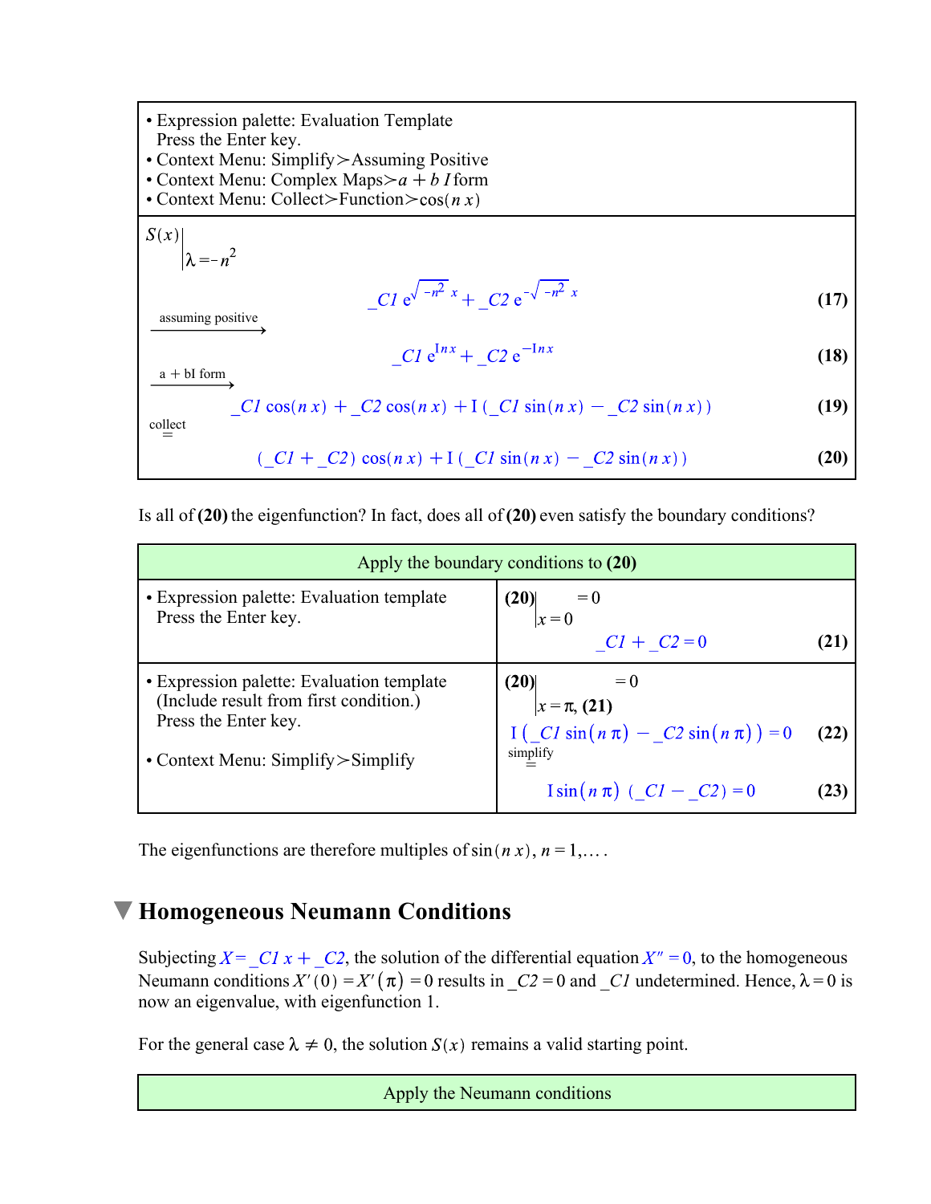| • Expression palette: Evaluation Template<br>Press the Enter key.<br>• Context Menu: Simplify≻Assuming Positive<br>• Context Menu: Complex Maps≻$a + b\,I$ form<br>• Context Menu: Collect≻Function≻$\cos(n\,x)$ |
|---|
| $S(x)\Big\vert_{\lambda=-n^2}$ |
| $$\_C1\, e^{\sqrt{-n^2}\,x} + \_C2\, e^{-\sqrt{-n^2}\,x} \quad (17)$$ |
| $\xrightarrow{\text{assuming positive}}$ $$\_C1\, e^{I n x} + \_C2\, e^{-I n x} \quad (18)$$ |
| $\xrightarrow{\text{a + bI form}}$ $$\_C1 \cos(n\,x) + \_C2 \cos(n\,x) + I\,(\_C1 \sin(n\,x) - \_C2 \sin(n\,x)) \quad (19)$$ |
| $\overset{\text{collect}}{=}$ $$(\_C1 + \_C2)\cos(n\,x) + I\,(\_C1 \sin(n\,x) - \_C2 \sin(n\,x)) \quad (20)$$ |

Is all of **(20)** the eigenfunction? In fact, does all of **(20)** even satisfy the boundary conditions?

| Apply the boundary conditions to **(20)** | |
|---|---|
| • Expression palette: Evaluation template<br>Press the Enter key. | $\mathbf{(20)}\Big\vert_{x=0} = 0$<br>$\_C1 + \_C2 = 0 \quad$ **(21)** |
| • Expression palette: Evaluation template<br>(Include result from first condition.)<br>Press the Enter key.<br><br>• Context Menu: Simplify≻Simplify | $\mathbf{(20)}\Big\vert_{x=\pi,\ \mathbf{(21)}} = 0$<br>$I\,(\_C1 \sin(n\,\pi) - \_C2 \sin(n\,\pi)) = 0 \quad$ **(22)**<br>$\overset{\text{simplify}}{=}$<br>$I \sin(n\,\pi)\,(\_C1 - \_C2) = 0 \quad$ **(23)** |

The eigenfunctions are therefore multiples of $\sin(n\,x)$, $n = 1, \ldots$ .

## Homogeneous Neumann Conditions

Subjecting $X = \_C1\,x + \_C2$, the solution of the differential equation $X'' = 0$, to the homogeneous Neumann conditions $X'(0) = X'(\pi) = 0$ results in $\_C2 = 0$ and $\_C1$ undetermined. Hence, $\lambda = 0$ is now an eigenvalue, with eigenfunction 1.

For the general case $\lambda \neq 0$, the solution $S(x)$ remains a valid starting point.

| Apply the Neumann conditions |
|---|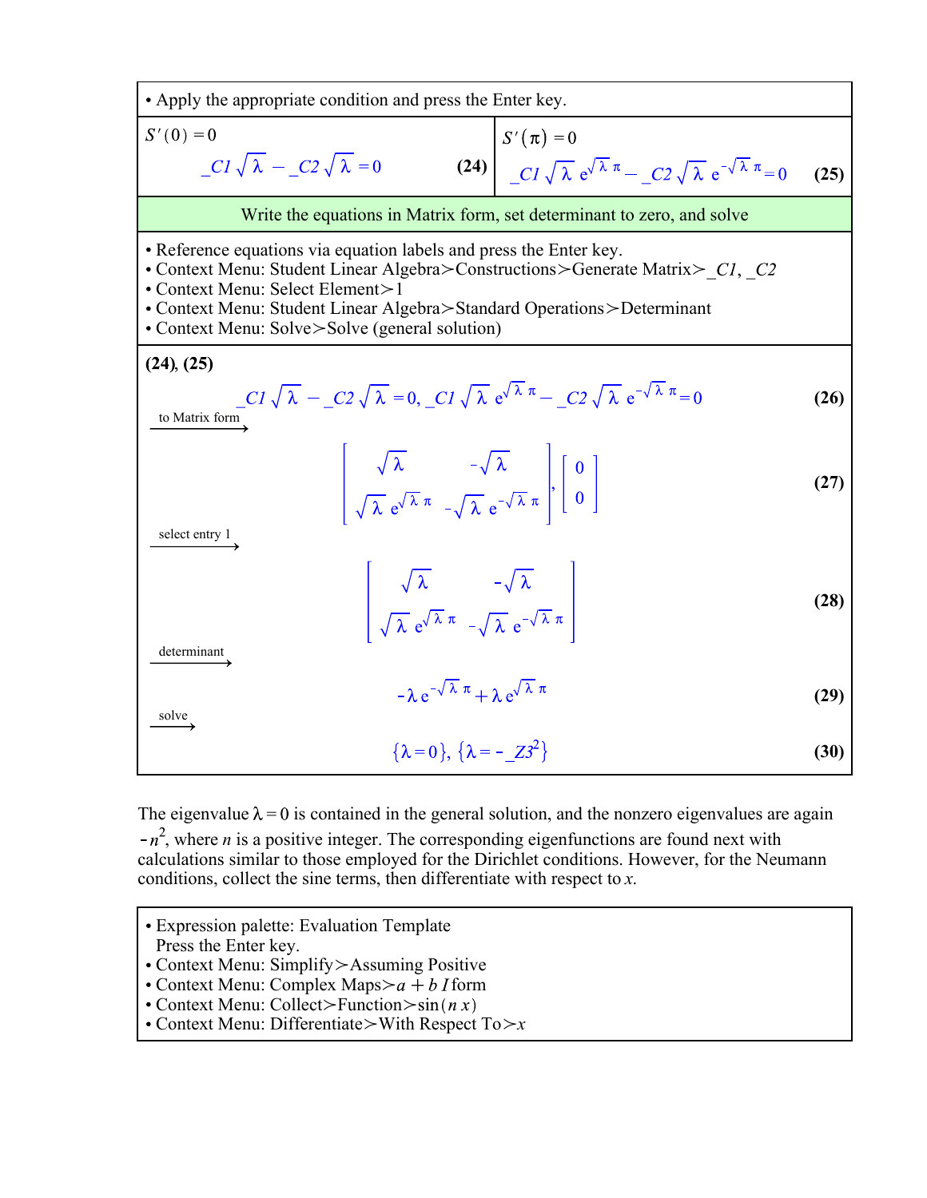- Apply the appropriate condition and press the Enter key.

| $S'(0)=0$ | $S'(\pi)=0$ |
|---|---|
| $\_C1\sqrt{\lambda} - \_C2\sqrt{\lambda} = 0$ **(24)** | $\_C1\sqrt{\lambda}\, e^{\sqrt{\lambda}\,\pi} - \_C2\sqrt{\lambda}\, e^{-\sqrt{\lambda}\,\pi} = 0$ **(25)** |

**Write the equations in Matrix form, set determinant to zero, and solve**

- Reference equations via equation labels and press the Enter key.
- Context Menu: Student Linear Algebra > Constructions > Generate Matrix > _C1, _C2
- Context Menu: Select Element > 1
- Context Menu: Student Linear Algebra > Standard Operations > Determinant
- Context Menu: Solve > Solve (general solution)

**(24)**, **(25)**

$$\_C1\sqrt{\lambda} - \_C2\sqrt{\lambda} = 0,\ \_C1\sqrt{\lambda}\, e^{\sqrt{\lambda}\,\pi} - \_C2\sqrt{\lambda}\, e^{-\sqrt{\lambda}\,\pi} = 0 \qquad \textbf{(26)}$$

$\xrightarrow{\text{to Matrix form}}$

$$\left[\begin{array}{cc} \sqrt{\lambda} & -\sqrt{\lambda} \\ \sqrt{\lambda}\, e^{\sqrt{\lambda}\,\pi} & -\sqrt{\lambda}\, e^{-\sqrt{\lambda}\,\pi} \end{array}\right], \left[\begin{array}{c} 0 \\ 0 \end{array}\right] \qquad \textbf{(27)}$$

$\xrightarrow{\text{select entry 1}}$

$$\left[\begin{array}{cc} \sqrt{\lambda} & -\sqrt{\lambda} \\ \sqrt{\lambda}\, e^{\sqrt{\lambda}\,\pi} & -\sqrt{\lambda}\, e^{-\sqrt{\lambda}\,\pi} \end{array}\right] \qquad \textbf{(28)}$$

$\xrightarrow{\text{determinant}}$

$$-\lambda\, e^{-\sqrt{\lambda}\,\pi} + \lambda\, e^{\sqrt{\lambda}\,\pi} \qquad \textbf{(29)}$$

$\xrightarrow{\text{solve}}$

$$\{\lambda = 0\},\ \{\lambda = -\_Z3^2\} \qquad \textbf{(30)}$$

The eigenvalue $\lambda = 0$ is contained in the general solution, and the nonzero eigenvalues are again $-n^2$, where $n$ is a positive integer. The corresponding eigenfunctions are found next with calculations similar to those employed for the Dirichlet conditions. However, for the Neumann conditions, collect the sine terms, then differentiate with respect to $x$.

- Expression palette: Evaluation Template
  Press the Enter key.
- Context Menu: Simplify > Assuming Positive
- Context Menu: Complex Maps > $a + b\,I$ form
- Context Menu: Collect > Function > $\sin(n\,x)$
- Context Menu: Differentiate > With Respect To > $x$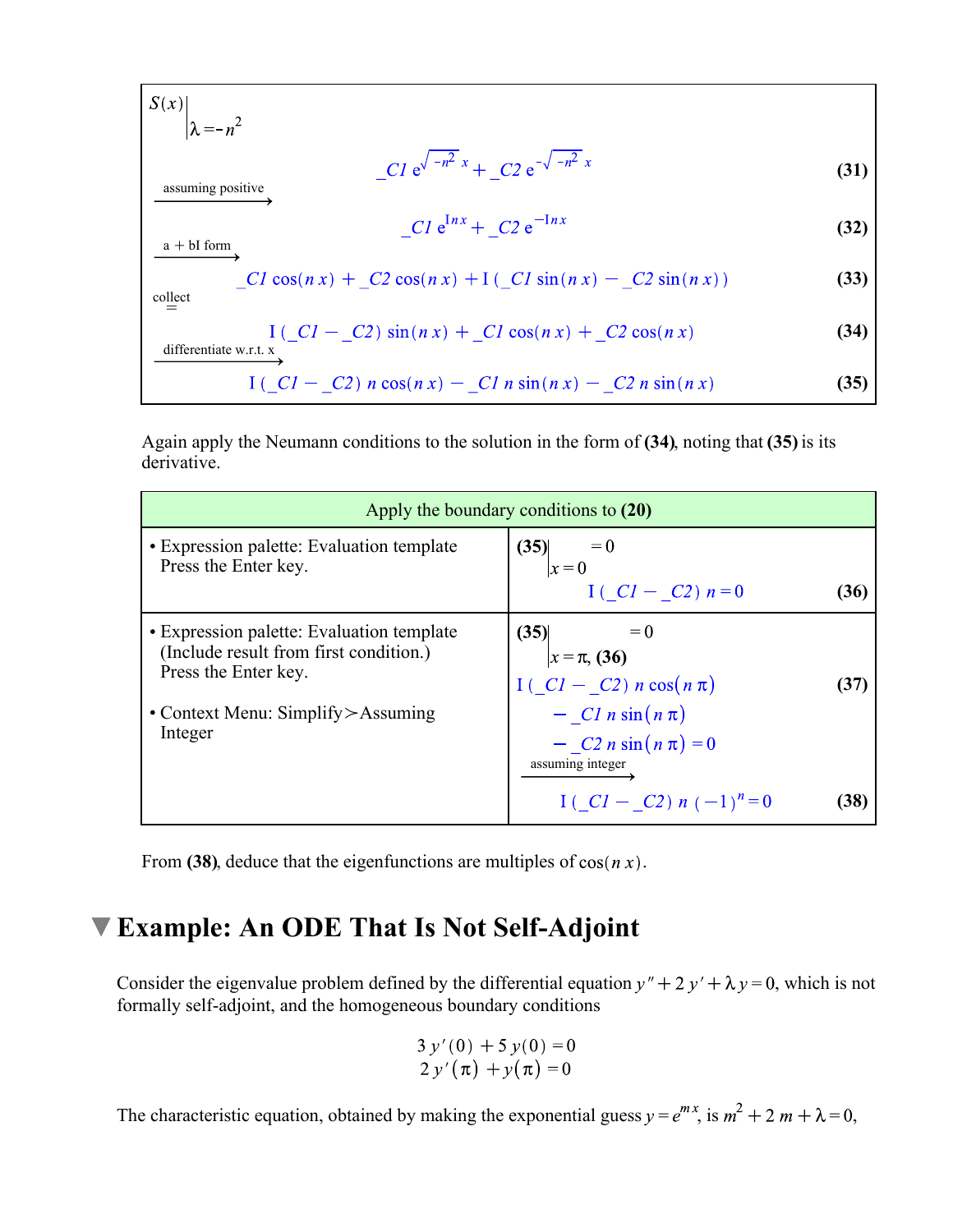$S(x)\Big|_{\lambda=-n^2}$

$$\_C1\, e^{\sqrt{-n^2}\, x} + \_C2\, e^{-\sqrt{-n^2}\, x} \tag{31}$$

$\xrightarrow{\text{assuming positive}}$

$$\_C1\, e^{I n x} + \_C2\, e^{-I n x} \tag{32}$$

$\xrightarrow{\text{a + bI form}}$

$$\_C1 \cos(n x) + \_C2 \cos(n x) + I\,(\_C1 \sin(n x) - \_C2 \sin(n x)) \tag{33}$$

$\overset{\text{collect}}{=}$

$$I\,(\_C1 - \_C2) \sin(n x) + \_C1 \cos(n x) + \_C2 \cos(n x) \tag{34}$$

$\xrightarrow{\text{differentiate w.r.t. x}}$

$$I\,(\_C1 - \_C2)\, n \cos(n x) - \_C1\, n \sin(n x) - \_C2\, n \sin(n x) \tag{35}$$

Again apply the Neumann conditions to the solution in the form of **(34)**, noting that **(35)** is its derivative.

| Apply the boundary conditions to **(20)** | |
|---|---|
| • Expression palette: Evaluation template<br>Press the Enter key. | $\mathbf{(35)}\Big\vert_{x=0} = 0$<br>$I\,(\_C1 - \_C2)\, n = 0 \quad$ **(36)** |
| • Expression palette: Evaluation template<br>(Include result from first condition.)<br>Press the Enter key.<br><br>• Context Menu: Simplify≻Assuming Integer | $\mathbf{(35)}\Big\vert_{x=\pi,\ \mathbf{(36)}} = 0$<br>$I\,(\_C1 - \_C2)\, n \cos(n \pi) - \_C1\, n \sin(n \pi) - \_C2\, n \sin(n \pi) = 0 \quad$ **(37)**<br>$\xrightarrow{\text{assuming integer}}$<br>$I\,(\_C1 - \_C2)\, n\, (-1)^n = 0 \quad$ **(38)** |

From **(38)**, deduce that the eigenfunctions are multiples of $\cos(n x)$.

## Example: An ODE That Is Not Self-Adjoint

Consider the eigenvalue problem defined by the differential equation $y'' + 2\,y' + \lambda\, y = 0$, which is not formally self-adjoint, and the homogeneous boundary conditions

$$3\,y'(0) + 5\,y(0) = 0$$
$$2\,y'(\pi) + y(\pi) = 0$$

The characteristic equation, obtained by making the exponential guess $y = e^{m x}$, is $m^2 + 2\,m + \lambda = 0$,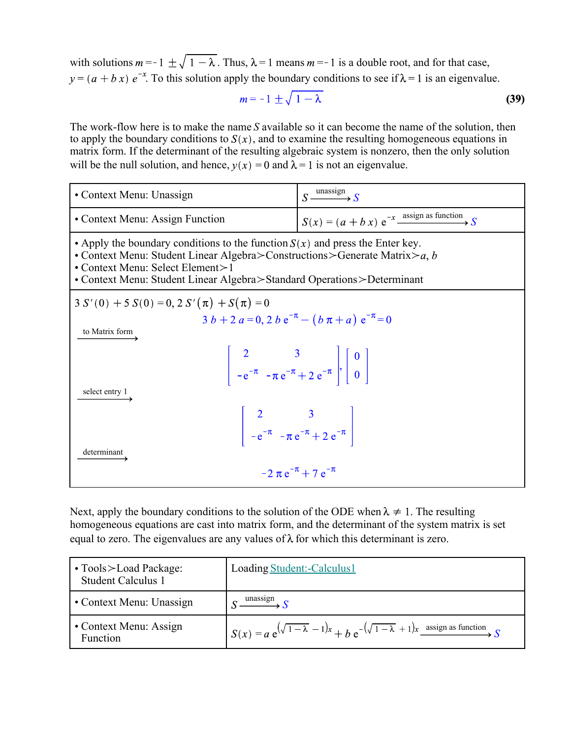with solutions $m = -1 \pm \sqrt{1-\lambda}$. Thus, $\lambda = 1$ means $m = -1$ is a double root, and for that case, $y = (a + b\,x)\,e^{-x}$. To this solution apply the boundary conditions to see if $\lambda = 1$ is an eigenvalue.

$$m = -1 \pm \sqrt{1-\lambda} \tag{39}$$

The work-flow here is to make the name $S$ available so it can become the name of the solution, then to apply the boundary conditions to $S(x)$, and to examine the resulting homogeneous equations in matrix form. If the determinant of the resulting algebraic system is nonzero, then the only solution will be the null solution, and hence, $y(x) = 0$ and $\lambda = 1$ is not an eigenvalue.

| | |
|---|---|
| • Context Menu: Unassign | $S \xrightarrow{\text{unassign}} S$ |
| • Context Menu: Assign Function | $S(x) = (a + b\,x)\,e^{-x} \xrightarrow{\text{assign as function}} S$ |

• Apply the boundary conditions to the function $S(x)$ and press the Enter key.
• Context Menu: Student Linear Algebra>Constructions>Generate Matrix>$a$, $b$
• Context Menu: Select Element>1
• Context Menu: Student Linear Algebra>Standard Operations>Determinant

$3\,S'(0) + 5\,S(0) = 0,\; 2\,S'(\pi) + S(\pi) = 0$

$$3\,b + 2\,a = 0,\; 2\,b\,e^{-\pi} - (b\,\pi + a)\,e^{-\pi} = 0$$

$\xrightarrow{\text{to Matrix form}}$

$$\left[\begin{array}{cc} 2 & 3 \\ -e^{-\pi} & -\pi\,e^{-\pi} + 2\,e^{-\pi} \end{array}\right], \left[\begin{array}{c} 0 \\ 0 \end{array}\right]$$

$\xrightarrow{\text{select entry 1}}$

$$\left[\begin{array}{cc} 2 & 3 \\ -e^{-\pi} & -\pi\,e^{-\pi} + 2\,e^{-\pi} \end{array}\right]$$

$\xrightarrow{\text{determinant}}$

$$-2\,\pi\,e^{-\pi} + 7\,e^{-\pi}$$

Next, apply the boundary conditions to the solution of the ODE when $\lambda \neq 1$. The resulting homogeneous equations are cast into matrix form, and the determinant of the system matrix is set equal to zero. The eigenvalues are any values of $\lambda$ for which this determinant is zero.

| | |
|---|---|
| • Tools>Load Package: Student Calculus 1 | Loading Student:-Calculus1 |
| • Context Menu: Unassign | $S \xrightarrow{\text{unassign}} S$ |
| • Context Menu: Assign Function | $S(x) = a\,e^{\left(\sqrt{1-\lambda} - 1\right)x} + b\,e^{-\left(\sqrt{1-\lambda} + 1\right)x} \xrightarrow{\text{assign as function}} S$ |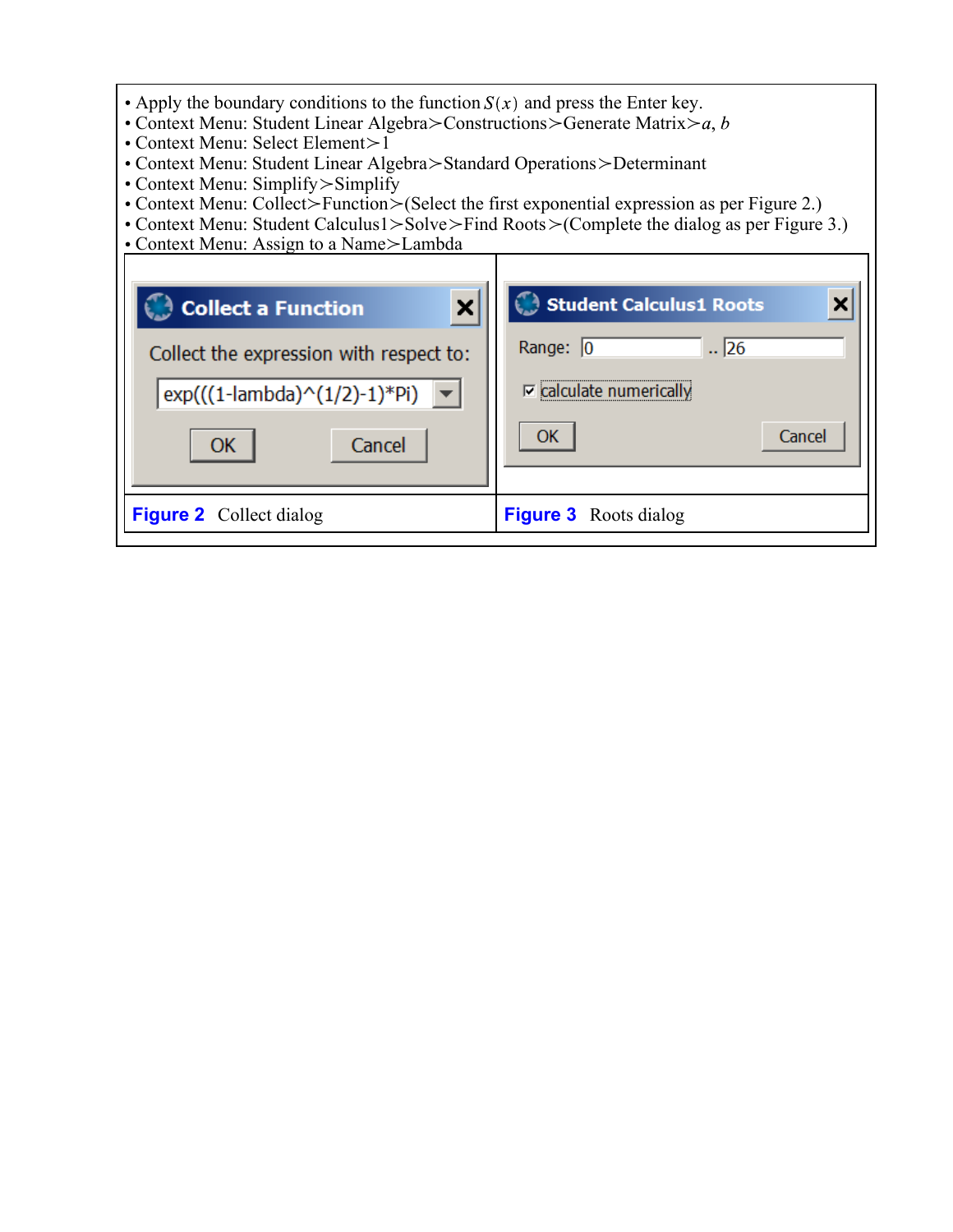- Apply the boundary conditions to the function $S(x)$ and press the Enter key.
- Context Menu: Student Linear Algebra > Constructions > Generate Matrix > $a$, $b$
- Context Menu: Select Element > 1
- Context Menu: Student Linear Algebra > Standard Operations > Determinant
- Context Menu: Simplify > Simplify
- Context Menu: Collect > Function > (Select the first exponential expression as per Figure 2.)
- Context Menu: Student Calculus1 > Solve > Find Roots > (Complete the dialog as per Figure 3.)
- Context Menu: Assign to a Name > Lambda

| Collect a Function | Student Calculus1 Roots |
|---|---|
| Collect the expression with respect to: exp(((1-lambda)^(1/2)-1)*Pi) [OK] [Cancel] | Range: 0 .. 26; ☑ calculate numerically [OK] [Cancel] |
| **Figure 2** Collect dialog | **Figure 3** Roots dialog |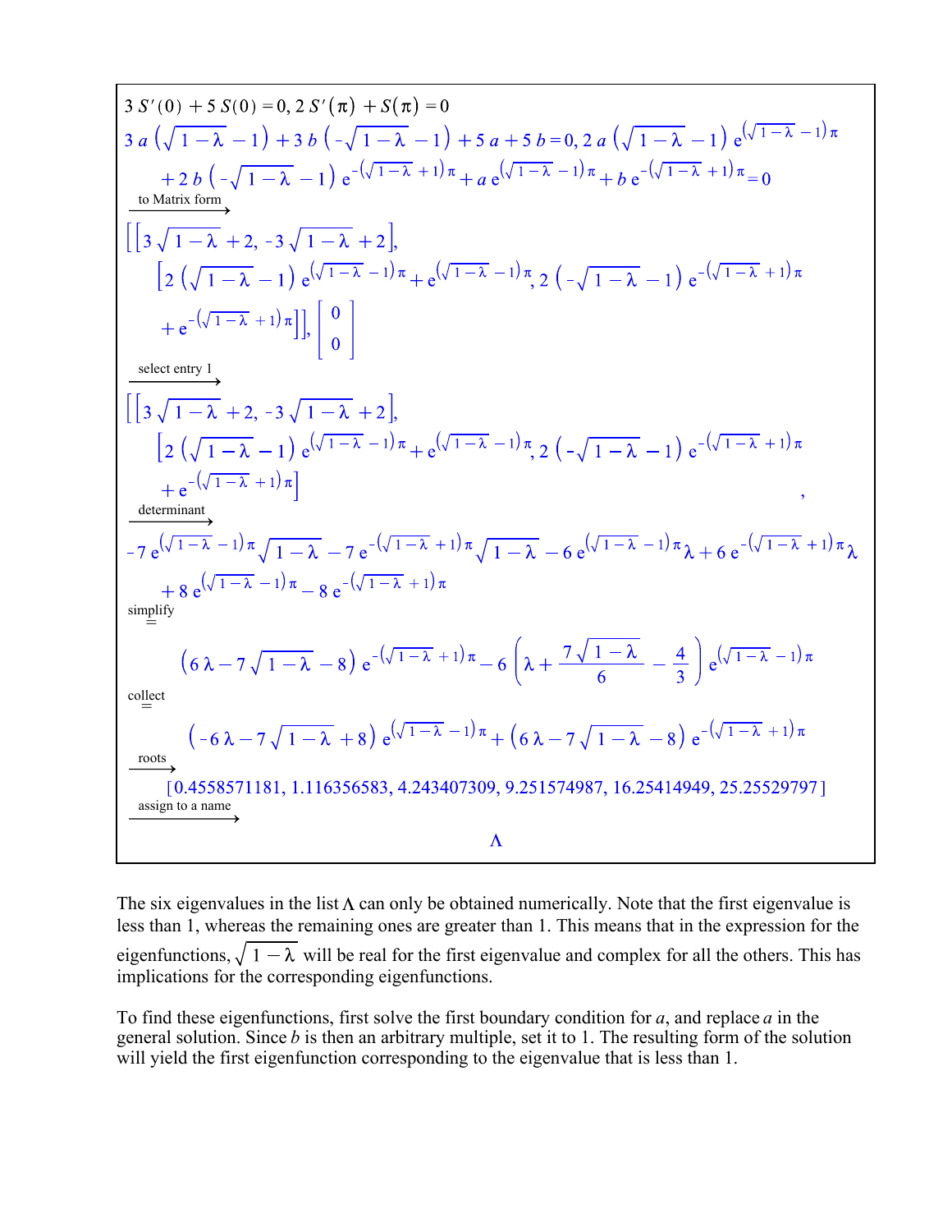$$3\,S'(0) + 5\,S(0) = 0,\; 2\,S'(\pi) + S(\pi) = 0$$

$$3\,a\left(\sqrt{1-\lambda}-1\right) + 3\,b\left(-\sqrt{1-\lambda}-1\right) + 5\,a + 5\,b = 0,\; 2\,a\left(\sqrt{1-\lambda}-1\right)e^{\left(\sqrt{1-\lambda}-1\right)\pi} + 2\,b\left(-\sqrt{1-\lambda}-1\right)e^{-\left(\sqrt{1-\lambda}+1\right)\pi} + a\,e^{\left(\sqrt{1-\lambda}-1\right)\pi} + b\,e^{-\left(\sqrt{1-\lambda}+1\right)\pi} = 0$$

to Matrix form $\longrightarrow$

$$\left[\left[3\sqrt{1-\lambda}+2,\; -3\sqrt{1-\lambda}+2\right],\; \left[2\left(\sqrt{1-\lambda}-1\right)e^{\left(\sqrt{1-\lambda}-1\right)\pi} + e^{\left(\sqrt{1-\lambda}-1\right)\pi},\; 2\left(-\sqrt{1-\lambda}-1\right)e^{-\left(\sqrt{1-\lambda}+1\right)\pi} + e^{-\left(\sqrt{1-\lambda}+1\right)\pi}\right]\right],\; \begin{bmatrix}0\\0\end{bmatrix}$$

select entry 1 $\longrightarrow$

$$\left[\left[3\sqrt{1-\lambda}+2,\; -3\sqrt{1-\lambda}+2\right],\; \left[2\left(\sqrt{1-\lambda}-1\right)e^{\left(\sqrt{1-\lambda}-1\right)\pi} + e^{\left(\sqrt{1-\lambda}-1\right)\pi},\; 2\left(-\sqrt{1-\lambda}-1\right)e^{-\left(\sqrt{1-\lambda}+1\right)\pi} + e^{-\left(\sqrt{1-\lambda}+1\right)\pi}\right]\right],$$

determinant $\longrightarrow$

$$-7\,e^{\left(\sqrt{1-\lambda}-1\right)\pi}\sqrt{1-\lambda} - 7\,e^{-\left(\sqrt{1-\lambda}+1\right)\pi}\sqrt{1-\lambda} - 6\,e^{\left(\sqrt{1-\lambda}-1\right)\pi}\lambda + 6\,e^{-\left(\sqrt{1-\lambda}+1\right)\pi}\lambda + 8\,e^{\left(\sqrt{1-\lambda}-1\right)\pi} - 8\,e^{-\left(\sqrt{1-\lambda}+1\right)\pi}$$

simplify $=$

$$\left(6\lambda - 7\sqrt{1-\lambda} - 8\right)e^{-\left(\sqrt{1-\lambda}+1\right)\pi} - 6\left(\lambda + \frac{7\sqrt{1-\lambda}}{6} - \frac{4}{3}\right)e^{\left(\sqrt{1-\lambda}-1\right)\pi}$$

collect $=$

$$\left(-6\lambda - 7\sqrt{1-\lambda} + 8\right)e^{\left(\sqrt{1-\lambda}-1\right)\pi} + \left(6\lambda - 7\sqrt{1-\lambda} - 8\right)e^{-\left(\sqrt{1-\lambda}+1\right)\pi}$$

roots $\longrightarrow$

$$[0.4558571181,\; 1.116356583,\; 4.243407309,\; 9.251574987,\; 16.25414949,\; 25.25529797]$$

assign to a name $\longrightarrow$

$$\Lambda$$

The six eigenvalues in the list $\Lambda$ can only be obtained numerically. Note that the first eigenvalue is less than 1, whereas the remaining ones are greater than 1. This means that in the expression for the eigenfunctions, $\sqrt{1-\lambda}$ will be real for the first eigenvalue and complex for all the others. This has implications for the corresponding eigenfunctions.

To find these eigenfunctions, first solve the first boundary condition for *a*, and replace *a* in the general solution. Since *b* is then an arbitrary multiple, set it to 1. The resulting form of the solution will yield the first eigenfunction corresponding to the eigenvalue that is less than 1.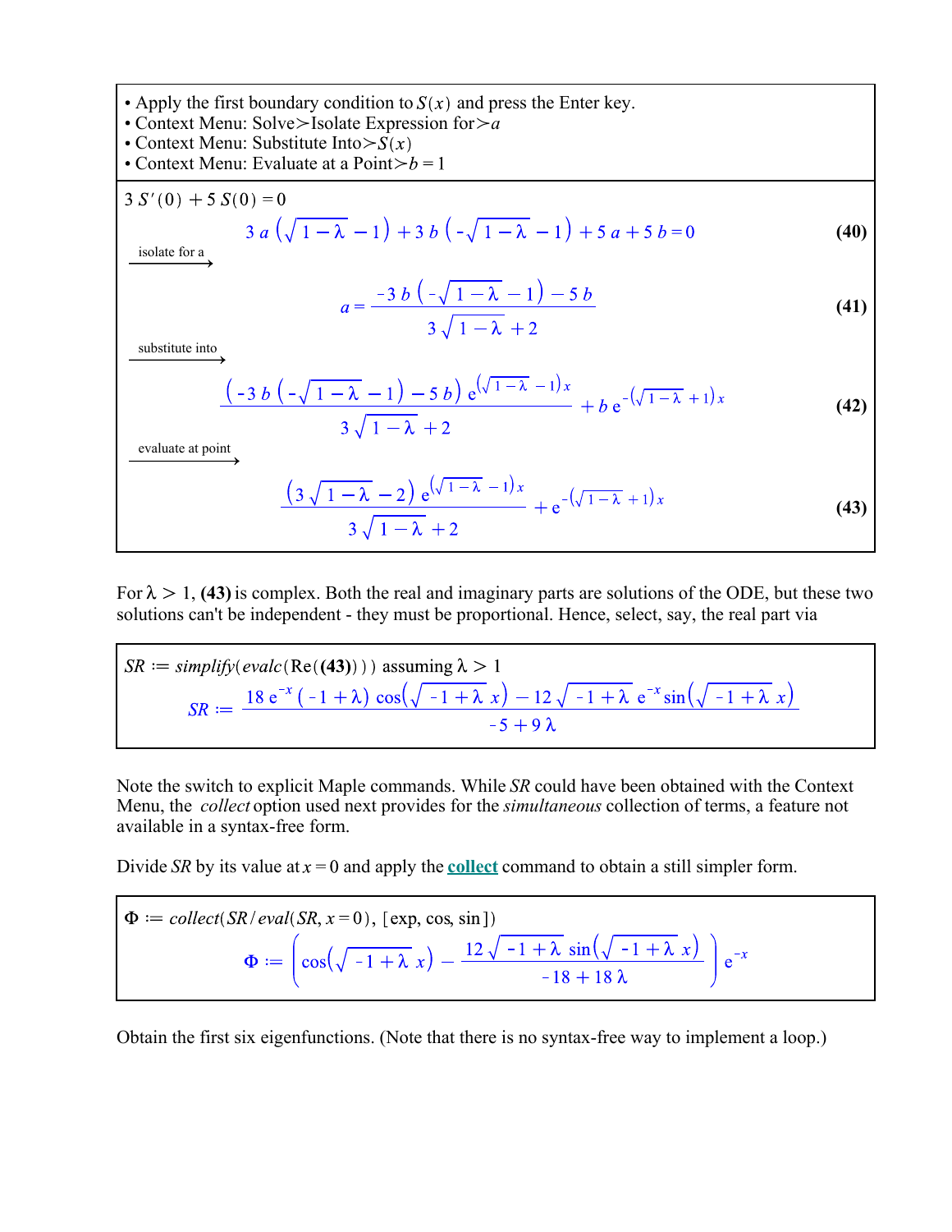- Apply the first boundary condition to $S(x)$ and press the Enter key.
- Context Menu: Solve≻Isolate Expression for≻$a$
- Context Menu: Substitute Into≻$S(x)$
- Context Menu: Evaluate at a Point≻$b = 1$

$3\,S'(0) + 5\,S(0) = 0$

$$3\,a\left(\sqrt{1-\lambda}-1\right)+3\,b\left(-\sqrt{1-\lambda}-1\right)+5\,a+5\,b=0 \tag{40}$$

isolate for a →

$$a=\frac{-3\,b\left(-\sqrt{1-\lambda}-1\right)-5\,b}{3\sqrt{1-\lambda}+2} \tag{41}$$

substitute into →

$$\frac{\left(-3\,b\left(-\sqrt{1-\lambda}-1\right)-5\,b\right)e^{\left(\sqrt{1-\lambda}-1\right)x}}{3\sqrt{1-\lambda}+2}+b\,e^{-\left(\sqrt{1-\lambda}+1\right)x} \tag{42}$$

evaluate at point →

$$\frac{\left(3\sqrt{1-\lambda}-2\right)e^{\left(\sqrt{1-\lambda}-1\right)x}}{3\sqrt{1-\lambda}+2}+e^{-\left(\sqrt{1-\lambda}+1\right)x} \tag{43}$$

For $\lambda > 1$, **(43)** is complex. Both the real and imaginary parts are solutions of the ODE, but these two solutions can't be independent - they must be proportional. Hence, select, say, the real part via

```
SR := simplify(evalc(Re((43)))) assuming λ > 1
```

$$SR := \frac{18\,e^{-x}\left(-1+\lambda\right)\cos\left(\sqrt{-1+\lambda}\;x\right)-12\sqrt{-1+\lambda}\;e^{-x}\sin\left(\sqrt{-1+\lambda}\;x\right)}{-5+9\,\lambda}$$

Note the switch to explicit Maple commands. While *SR* could have been obtained with the Context Menu, the *collect* option used next provides for the *simultaneous* collection of terms, a feature not available in a syntax-free form.

Divide *SR* by its value at $x = 0$ and apply the **collect** command to obtain a still simpler form.

```
Φ := collect(SR/eval(SR, x = 0), [exp, cos, sin])
```

$$\Phi := \left(\cos\left(\sqrt{-1+\lambda}\;x\right)-\frac{12\sqrt{-1+\lambda}\;\sin\left(\sqrt{-1+\lambda}\;x\right)}{-18+18\,\lambda}\right)e^{-x}$$

Obtain the first six eigenfunctions. (Note that there is no syntax-free way to implement a loop.)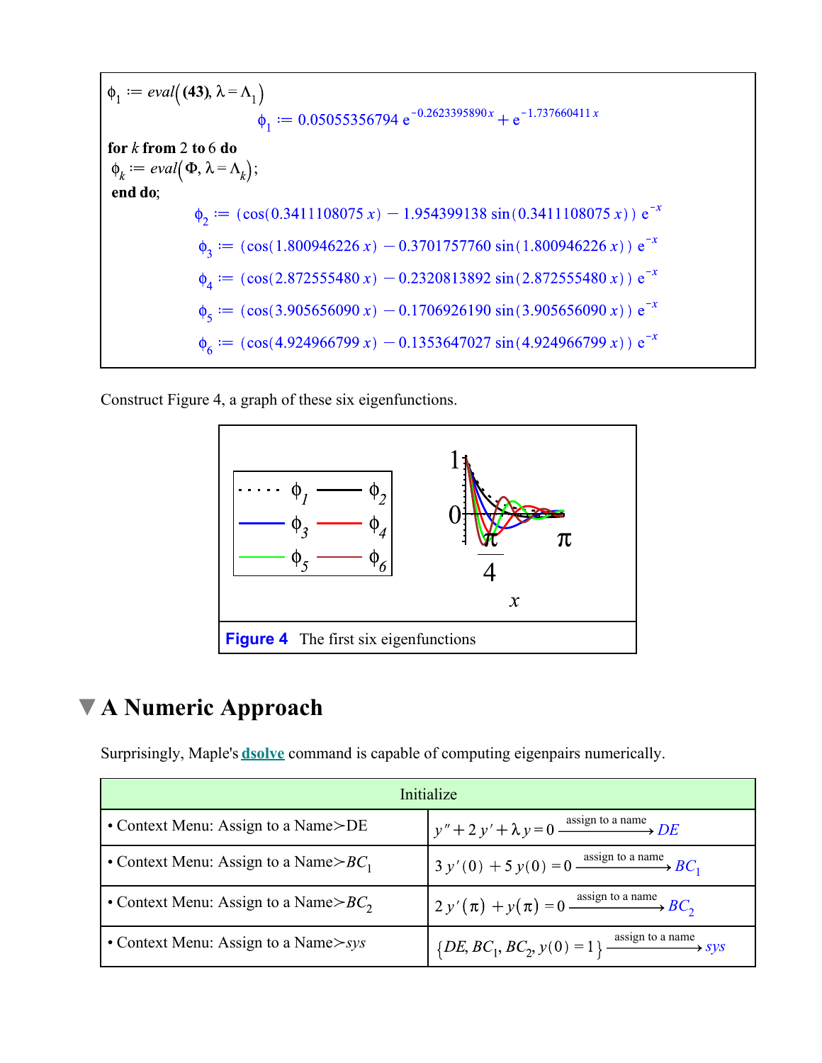$\phi_1 := eval((\mathbf{43}), \lambda = \Lambda_1)$

$$\phi_1 := 0.05055356794\, e^{-0.2623395890\, x} + e^{-1.737660411\, x}$$

**for** $k$ **from** 2 **to** 6 **do**
$\phi_k := eval(\Phi, \lambda = \Lambda_k);$
**end do**;

$$\phi_2 := (\cos(0.3411108075\, x) - 1.954399138 \sin(0.3411108075\, x))\, e^{-x}$$

$$\phi_3 := (\cos(1.800946226\, x) - 0.3701757760 \sin(1.800946226\, x))\, e^{-x}$$

$$\phi_4 := (\cos(2.872555480\, x) - 0.2320813892 \sin(2.872555480\, x))\, e^{-x}$$

$$\phi_5 := (\cos(3.905656090\, x) - 0.1706926190 \sin(3.905656090\, x))\, e^{-x}$$

$$\phi_6 := (\cos(4.924966799\, x) - 0.1353647027 \sin(4.924966799\, x))\, e^{-x}$$

Construct Figure 4, a graph of these six eigenfunctions.

**Figure 4** The first six eigenfunctions

## A Numeric Approach

Surprisingly, Maple's **dsolve** command is capable of computing eigenpairs numerically.

| Initialize | |
|---|---|
| • Context Menu: Assign to a Name>DE | $y'' + 2\,y' + \lambda\, y = 0 \xrightarrow{\text{assign to a name}} DE$ |
| • Context Menu: Assign to a Name>$BC_1$ | $3\,y'(0) + 5\,y(0) = 0 \xrightarrow{\text{assign to a name}} BC_1$ |
| • Context Menu: Assign to a Name>$BC_2$ | $2\,y'(\pi) + y(\pi) = 0 \xrightarrow{\text{assign to a name}} BC_2$ |
| • Context Menu: Assign to a Name>*sys* | $\{DE, BC_1, BC_2, y(0) = 1\} \xrightarrow{\text{assign to a name}} sys$ |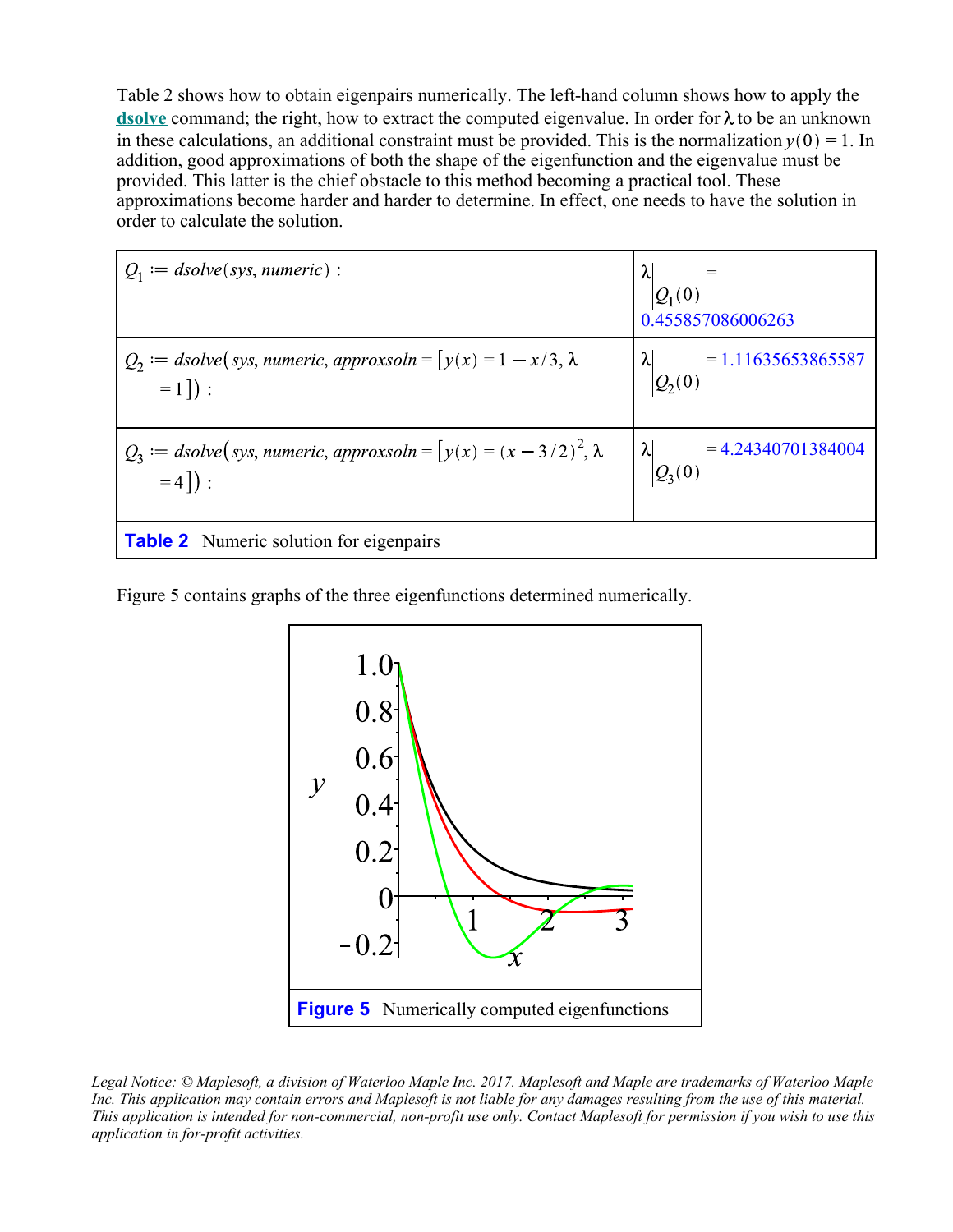Table 2 shows how to obtain eigenpairs numerically. The left-hand column shows how to apply the **dsolve** command; the right, how to extract the computed eigenvalue. In order for $\lambda$ to be an unknown in these calculations, an additional constraint must be provided. This is the normalization $y(0) = 1$. In addition, good approximations of both the shape of the eigenfunction and the eigenvalue must be provided. This latter is the chief obstacle to this method becoming a practical tool. These approximations become harder and harder to determine. In effect, one needs to have the solution in order to calculate the solution.

| | |
|---|---|
| $Q_1 := dsolve(sys, numeric)$ : | $\lambda\big\|_{Q_1(0)} = 0.455857086006263$ |
| $Q_2 := dsolve\big(sys, numeric, approxsoln = [y(x) = 1 - x/3, \lambda = 1]\big)$ : | $\lambda\big\|_{Q_2(0)} = 1.11635653865587$ |
| $Q_3 := dsolve\big(sys, numeric, approxsoln = [y(x) = (x - 3/2)^2, \lambda = 4]\big)$ : | $\lambda\big\|_{Q_3(0)} = 4.24340701384004$ |

**Table 2** Numeric solution for eigenpairs

Figure 5 contains graphs of the three eigenfunctions determined numerically.

y
1.0
0.8
0.6
0.4
0.2
0
-0.2
x
1
2
3

**Figure 5** Numerically computed eigenfunctions

*Legal Notice: © Maplesoft, a division of Waterloo Maple Inc. 2017. Maplesoft and Maple are trademarks of Waterloo Maple Inc. This application may contain errors and Maplesoft is not liable for any damages resulting from the use of this material. This application is intended for non-commercial, non-profit use only. Contact Maplesoft for permission if you wish to use this application in for-profit activities.*